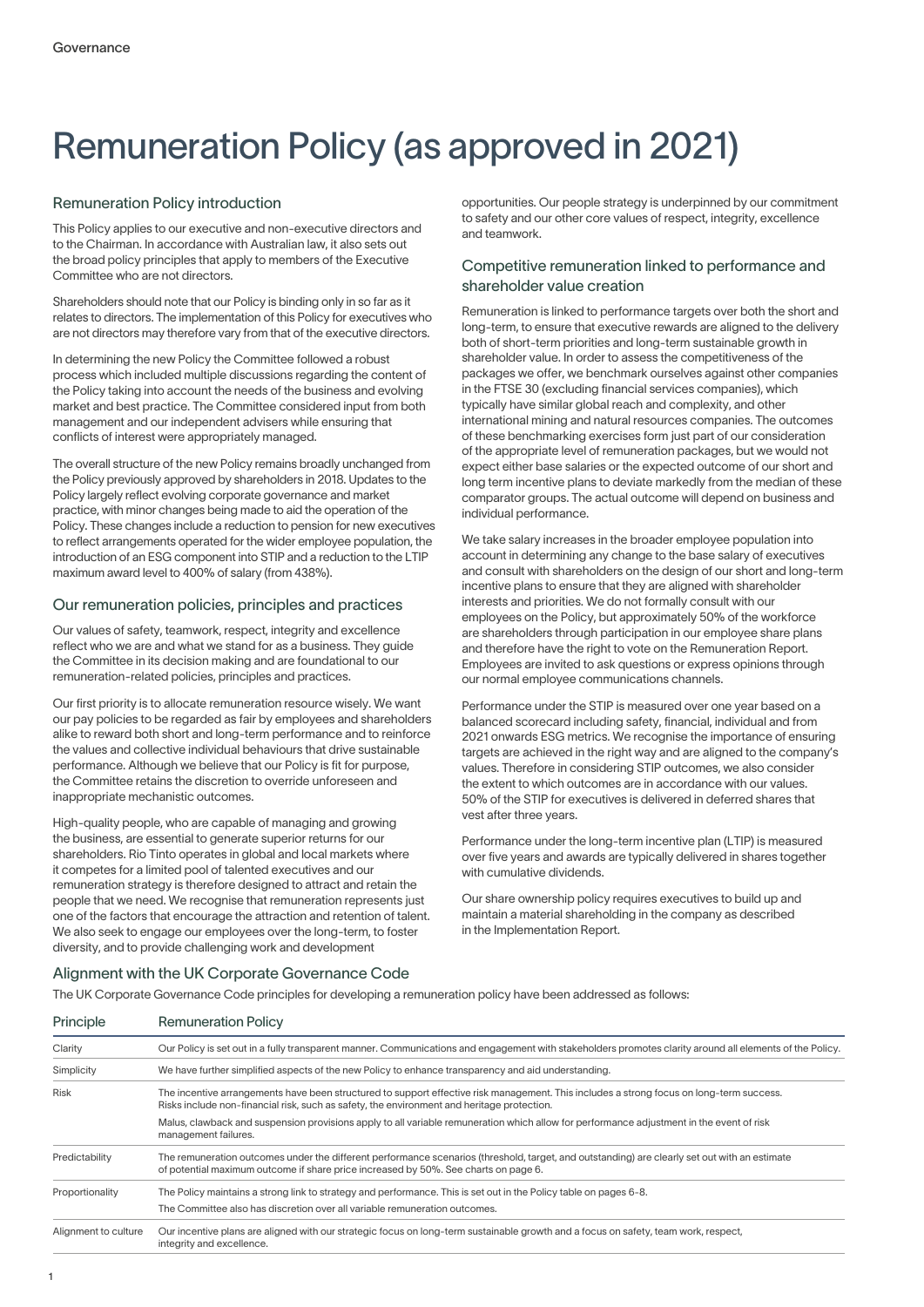# Remuneration Policy (as approved in 2021)

## Remuneration Policy introduction

This Policy applies to our executive and non-executive directors and to the Chairman. In accordance with Australian law, it also sets out the broad policy principles that apply to members of the Executive Committee who are not directors.

Shareholders should note that our Policy is binding only in so far as it relates to directors. The implementation of this Policy for executives who are not directors may therefore vary from that of the executive directors.

In determining the new Policy the Committee followed a robust process which included multiple discussions regarding the content of the Policy taking into account the needs of the business and evolving market and best practice. The Committee considered input from both management and our independent advisers while ensuring that conflicts of interest were appropriately managed.

The overall structure of the new Policy remains broadly unchanged from the Policy previously approved by shareholders in 2018. Updates to the Policy largely reflect evolving corporate governance and market practice, with minor changes being made to aid the operation of the Policy. These changes include a reduction to pension for new executives to reflect arrangements operated for the wider employee population, the introduction of an ESG component into STIP and a reduction to the LTIP maximum award level to 400% of salary (from 438%).

## Our remuneration policies, principles and practices

Our values of safety, teamwork, respect, integrity and excellence reflect who we are and what we stand for as a business. They guide the Committee in its decision making and are foundational to our remuneration-related policies, principles and practices.

Our first priority is to allocate remuneration resource wisely. We want our pay policies to be regarded as fair by employees and shareholders alike to reward both short and long-term performance and to reinforce the values and collective individual behaviours that drive sustainable performance. Although we believe that our Policy is fit for purpose, the Committee retains the discretion to override unforeseen and inappropriate mechanistic outcomes.

High-quality people, who are capable of managing and growing the business, are essential to generate superior returns for our shareholders. Rio Tinto operates in global and local markets where it competes for a limited pool of talented executives and our remuneration strategy is therefore designed to attract and retain the people that we need. We recognise that remuneration represents just one of the factors that encourage the attraction and retention of talent. We also seek to engage our employees over the long-term, to foster diversity, and to provide challenging work and development opportunities. Our people strategy is underpinned by our commitment to safety and our other core values of respect, integrity, excellence and teamwork.

## Competitive remuneration linked to performance and shareholder value creation

Remuneration is linked to performance targets over both the short and long-term, to ensure that executive rewards are aligned to the delivery both of short-term priorities and long-term sustainable growth in shareholder value. In order to assess the competitiveness of the packages we offer, we benchmark ourselves against other companies in the FTSE 30 (excluding financial services companies), which typically have similar global reach and complexity, and other international mining and natural resources companies. The outcomes of these benchmarking exercises form just part of our consideration of the appropriate level of remuneration packages, but we would not expect either base salaries or the expected outcome of our short and long term incentive plans to deviate markedly from the median of these comparator groups. The actual outcome will depend on business and individual performance.

We take salary increases in the broader employee population into account in determining any change to the base salary of executives and consult with shareholders on the design of our short and long-term incentive plans to ensure that they are aligned with shareholder interests and priorities. We do not formally consult with our employees on the Policy, but approximately 50% of the workforce are shareholders through participation in our employee share plans and therefore have the right to vote on the Remuneration Report. Employees are invited to ask questions or express opinions through our normal employee communications channels.

Performance under the STIP is measured over one year based on a balanced scorecard including safety, financial, individual and from 2021 onwards ESG metrics. We recognise the importance of ensuring targets are achieved in the right way and are aligned to the company's values. Therefore in considering STIP outcomes, we also consider the extent to which outcomes are in accordance with our values. 50% of the STIP for executives is delivered in deferred shares that vest after three years.

Performance under the long-term incentive plan (LTIP) is measured over five years and awards are typically delivered in shares together with cumulative dividends.

Our share ownership policy requires executives to build up and maintain a material shareholding in the company as described in the Implementation Report.

## Alignment with the UK Corporate Governance Code

The UK Corporate Governance Code principles for developing a remuneration policy have been addressed as follows:

| Principle | Remuneration Policy |
|---|---|
| Clarity | Our Policy is set out in a fully transparent manner. Communications and engagement with stakeholders promotes clarity around all elements of the Policy. |
| Simplicity | We have further simplified aspects of the new Policy to enhance transparency and aid understanding. |
| Risk | The incentive arrangements have been structured to support effective risk management. This includes a strong focus on long-term success. Risks include non-financial risk, such as safety, the environment and heritage protection. Malus, clawback and suspension provisions apply to all variable remuneration which allow for performance adjustment in the event of risk management failures. |
| Predictability | The remuneration outcomes under the different performance scenarios (threshold, target, and outstanding) are clearly set out with an estimate of potential maximum outcome if share price increased by 50%. See charts on page 6. |
| Proportionality | The Policy maintains a strong link to strategy and performance. This is set out in the Policy table on pages 6-8. The Committee also has discretion over all variable remuneration outcomes. |
| Alignment to culture | Our incentive plans are aligned with our strategic focus on long-term sustainable growth and a focus on safety, team work, respect, integrity and excellence. |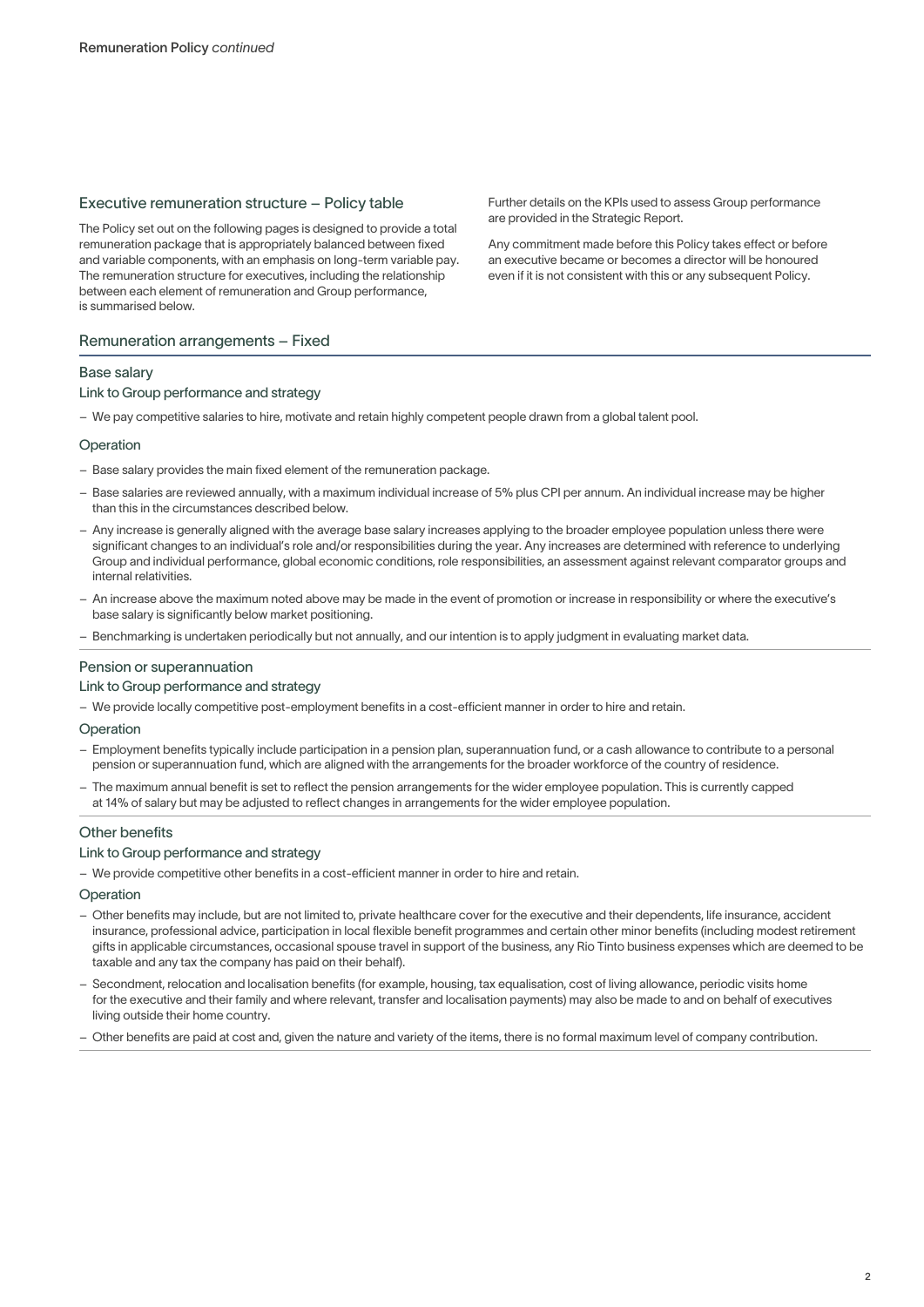Remuneration Policy *continued*

## Executive remuneration structure – Policy table

The Policy set out on the following pages is designed to provide a total remuneration package that is appropriately balanced between fixed and variable components, with an emphasis on long-term variable pay. The remuneration structure for executives, including the relationship between each element of remuneration and Group performance, is summarised below.

Further details on the KPIs used to assess Group performance are provided in the Strategic Report.

Any commitment made before this Policy takes effect or before an executive became or becomes a director will be honoured even if it is not consistent with this or any subsequent Policy.

## Remuneration arrangements – Fixed

### Base salary

#### Link to Group performance and strategy

- We pay competitive salaries to hire, motivate and retain highly competent people drawn from a global talent pool.

#### Operation

- Base salary provides the main fixed element of the remuneration package.
- Base salaries are reviewed annually, with a maximum individual increase of 5% plus CPI per annum. An individual increase may be higher than this in the circumstances described below.
- Any increase is generally aligned with the average base salary increases applying to the broader employee population unless there were significant changes to an individual's role and/or responsibilities during the year. Any increases are determined with reference to underlying Group and individual performance, global economic conditions, role responsibilities, an assessment against relevant comparator groups and internal relativities.
- An increase above the maximum noted above may be made in the event of promotion or increase in responsibility or where the executive's base salary is significantly below market positioning.
- Benchmarking is undertaken periodically but not annually, and our intention is to apply judgment in evaluating market data.

### Pension or superannuation

#### Link to Group performance and strategy

- We provide locally competitive post-employment benefits in a cost-efficient manner in order to hire and retain.

#### Operation

- Employment benefits typically include participation in a pension plan, superannuation fund, or a cash allowance to contribute to a personal pension or superannuation fund, which are aligned with the arrangements for the broader workforce of the country of residence.
- The maximum annual benefit is set to reflect the pension arrangements for the wider employee population. This is currently capped at 14% of salary but may be adjusted to reflect changes in arrangements for the wider employee population.

### Other benefits

#### Link to Group performance and strategy

- We provide competitive other benefits in a cost-efficient manner in order to hire and retain.

#### Operation

- Other benefits may include, but are not limited to, private healthcare cover for the executive and their dependents, life insurance, accident insurance, professional advice, participation in local flexible benefit programmes and certain other minor benefits (including modest retirement gifts in applicable circumstances, occasional spouse travel in support of the business, any Rio Tinto business expenses which are deemed to be taxable and any tax the company has paid on their behalf).
- Secondment, relocation and localisation benefits (for example, housing, tax equalisation, cost of living allowance, periodic visits home for the executive and their family and where relevant, transfer and localisation payments) may also be made to and on behalf of executives living outside their home country.
- Other benefits are paid at cost and, given the nature and variety of the items, there is no formal maximum level of company contribution.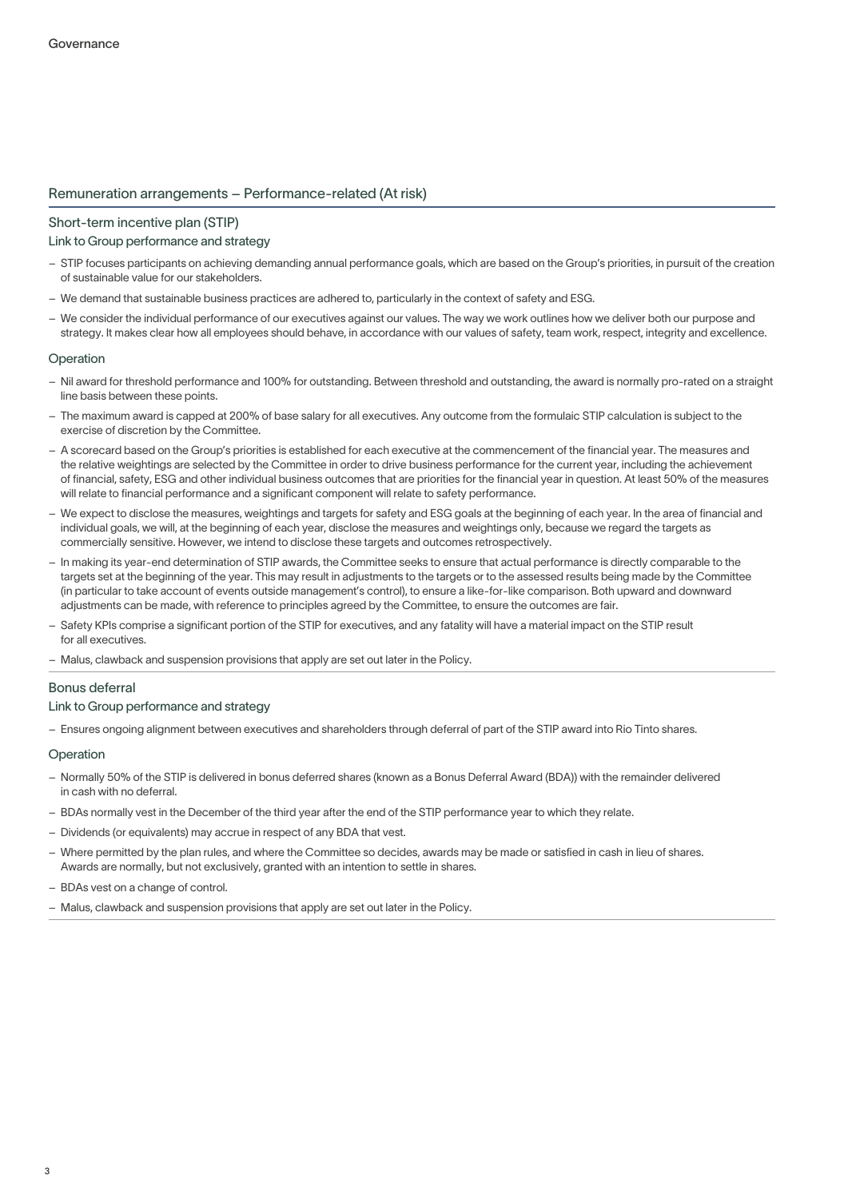## Remuneration arrangements – Performance-related (At risk)

### Short-term incentive plan (STIP)

#### Link to Group performance and strategy

- STIP focuses participants on achieving demanding annual performance goals, which are based on the Group's priorities, in pursuit of the creation of sustainable value for our stakeholders.
- We demand that sustainable business practices are adhered to, particularly in the context of safety and ESG.
- We consider the individual performance of our executives against our values. The way we work outlines how we deliver both our purpose and strategy. It makes clear how all employees should behave, in accordance with our values of safety, team work, respect, integrity and excellence.

#### Operation

- Nil award for threshold performance and 100% for outstanding. Between threshold and outstanding, the award is normally pro-rated on a straight line basis between these points.
- The maximum award is capped at 200% of base salary for all executives. Any outcome from the formulaic STIP calculation is subject to the exercise of discretion by the Committee.
- A scorecard based on the Group's priorities is established for each executive at the commencement of the financial year. The measures and the relative weightings are selected by the Committee in order to drive business performance for the current year, including the achievement of financial, safety, ESG and other individual business outcomes that are priorities for the financial year in question. At least 50% of the measures will relate to financial performance and a significant component will relate to safety performance.
- We expect to disclose the measures, weightings and targets for safety and ESG goals at the beginning of each year. In the area of financial and individual goals, we will, at the beginning of each year, disclose the measures and weightings only, because we regard the targets as commercially sensitive. However, we intend to disclose these targets and outcomes retrospectively.
- In making its year-end determination of STIP awards, the Committee seeks to ensure that actual performance is directly comparable to the targets set at the beginning of the year. This may result in adjustments to the targets or to the assessed results being made by the Committee (in particular to take account of events outside management's control), to ensure a like-for-like comparison. Both upward and downward adjustments can be made, with reference to principles agreed by the Committee, to ensure the outcomes are fair.
- Safety KPIs comprise a significant portion of the STIP for executives, and any fatality will have a material impact on the STIP result for all executives.
- Malus, clawback and suspension provisions that apply are set out later in the Policy.

### Bonus deferral

#### Link to Group performance and strategy

- Ensures ongoing alignment between executives and shareholders through deferral of part of the STIP award into Rio Tinto shares.

#### Operation

- Normally 50% of the STIP is delivered in bonus deferred shares (known as a Bonus Deferral Award (BDA)) with the remainder delivered in cash with no deferral.
- BDAs normally vest in the December of the third year after the end of the STIP performance year to which they relate.
- Dividends (or equivalents) may accrue in respect of any BDA that vest.
- Where permitted by the plan rules, and where the Committee so decides, awards may be made or satisfied in cash in lieu of shares. Awards are normally, but not exclusively, granted with an intention to settle in shares.
- BDAs vest on a change of control.
- Malus, clawback and suspension provisions that apply are set out later in the Policy.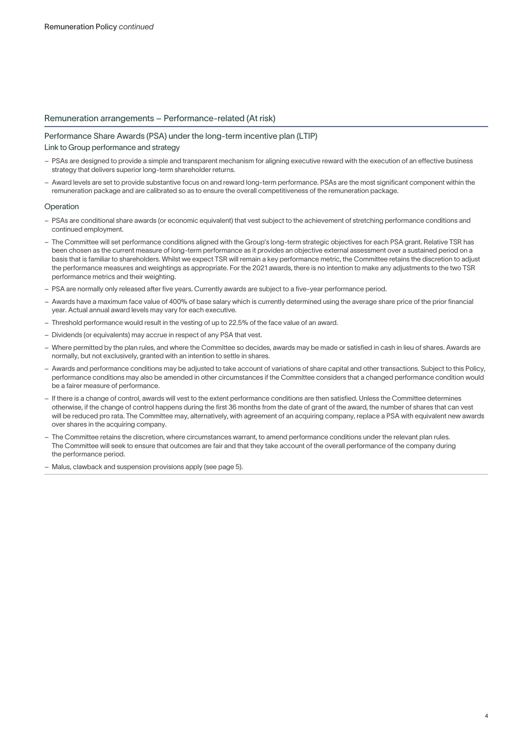## Remuneration arrangements – Performance-related (At risk)

### Performance Share Awards (PSA) under the long-term incentive plan (LTIP)

#### Link to Group performance and strategy

- PSAs are designed to provide a simple and transparent mechanism for aligning executive reward with the execution of an effective business strategy that delivers superior long-term shareholder returns.
- Award levels are set to provide substantive focus on and reward long-term performance. PSAs are the most significant component within the remuneration package and are calibrated so as to ensure the overall competitiveness of the remuneration package.

#### Operation

- PSAs are conditional share awards (or economic equivalent) that vest subject to the achievement of stretching performance conditions and continued employment.
- The Committee will set performance conditions aligned with the Group's long-term strategic objectives for each PSA grant. Relative TSR has been chosen as the current measure of long-term performance as it provides an objective external assessment over a sustained period on a basis that is familiar to shareholders. Whilst we expect TSR will remain a key performance metric, the Committee retains the discretion to adjust the performance measures and weightings as appropriate. For the 2021 awards, there is no intention to make any adjustments to the two TSR performance metrics and their weighting.
- PSA are normally only released after five years. Currently awards are subject to a five-year performance period.
- Awards have a maximum face value of 400% of base salary which is currently determined using the average share price of the prior financial year. Actual annual award levels may vary for each executive.
- Threshold performance would result in the vesting of up to 22.5% of the face value of an award.
- Dividends (or equivalents) may accrue in respect of any PSA that vest.
- Where permitted by the plan rules, and where the Committee so decides, awards may be made or satisfied in cash in lieu of shares. Awards are normally, but not exclusively, granted with an intention to settle in shares.
- Awards and performance conditions may be adjusted to take account of variations of share capital and other transactions. Subject to this Policy, performance conditions may also be amended in other circumstances if the Committee considers that a changed performance condition would be a fairer measure of performance.
- If there is a change of control, awards will vest to the extent performance conditions are then satisfied. Unless the Committee determines otherwise, if the change of control happens during the first 36 months from the date of grant of the award, the number of shares that can vest will be reduced pro rata. The Committee may, alternatively, with agreement of an acquiring company, replace a PSA with equivalent new awards over shares in the acquiring company.
- The Committee retains the discretion, where circumstances warrant, to amend performance conditions under the relevant plan rules. The Committee will seek to ensure that outcomes are fair and that they take account of the overall performance of the company during the performance period.
- Malus, clawback and suspension provisions apply (see page 5).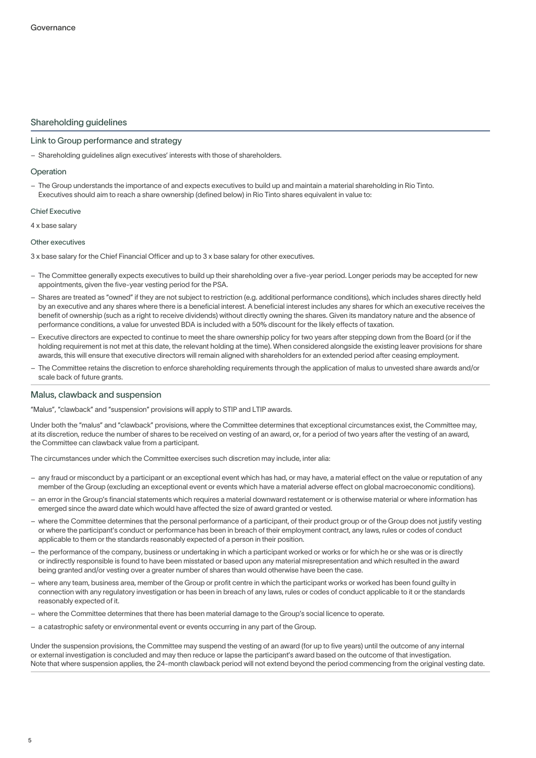## Shareholding guidelines

### Link to Group performance and strategy

- Shareholding guidelines align executives' interests with those of shareholders.

### Operation

- The Group understands the importance of and expects executives to build up and maintain a material shareholding in Rio Tinto. Executives should aim to reach a share ownership (defined below) in Rio Tinto shares equivalent in value to:

#### Chief Executive

4 x base salary

#### Other executives

3 x base salary for the Chief Financial Officer and up to 3 x base salary for other executives.

- The Committee generally expects executives to build up their shareholding over a five-year period. Longer periods may be accepted for new appointments, given the five-year vesting period for the PSA.
- Shares are treated as "owned" if they are not subject to restriction (e.g. additional performance conditions), which includes shares directly held by an executive and any shares where there is a beneficial interest. A beneficial interest includes any shares for which an executive receives the benefit of ownership (such as a right to receive dividends) without directly owning the shares. Given its mandatory nature and the absence of performance conditions, a value for unvested BDA is included with a 50% discount for the likely effects of taxation.
- Executive directors are expected to continue to meet the share ownership policy for two years after stepping down from the Board (or if the holding requirement is not met at this date, the relevant holding at the time). When considered alongside the existing leaver provisions for share awards, this will ensure that executive directors will remain aligned with shareholders for an extended period after ceasing employment.
- The Committee retains the discretion to enforce shareholding requirements through the application of malus to unvested share awards and/or scale back of future grants.

## Malus, clawback and suspension

"Malus", "clawback" and "suspension" provisions will apply to STIP and LTIP awards.

Under both the "malus" and "clawback" provisions, where the Committee determines that exceptional circumstances exist, the Committee may, at its discretion, reduce the number of shares to be received on vesting of an award, or, for a period of two years after the vesting of an award, the Committee can clawback value from a participant.

The circumstances under which the Committee exercises such discretion may include, inter alia:

- any fraud or misconduct by a participant or an exceptional event which has had, or may have, a material effect on the value or reputation of any member of the Group (excluding an exceptional event or events which have a material adverse effect on global macroeconomic conditions).
- an error in the Group's financial statements which requires a material downward restatement or is otherwise material or where information has emerged since the award date which would have affected the size of award granted or vested.
- where the Committee determines that the personal performance of a participant, of their product group or of the Group does not justify vesting or where the participant's conduct or performance has been in breach of their employment contract, any laws, rules or codes of conduct applicable to them or the standards reasonably expected of a person in their position.
- the performance of the company, business or undertaking in which a participant worked or works or for which he or she was or is directly or indirectly responsible is found to have been misstated or based upon any material misrepresentation and which resulted in the award being granted and/or vesting over a greater number of shares than would otherwise have been the case.
- where any team, business area, member of the Group or profit centre in which the participant works or worked has been found guilty in connection with any regulatory investigation or has been in breach of any laws, rules or codes of conduct applicable to it or the standards reasonably expected of it.
- where the Committee determines that there has been material damage to the Group's social licence to operate.
- a catastrophic safety or environmental event or events occurring in any part of the Group.

Under the suspension provisions, the Committee may suspend the vesting of an award (for up to five years) until the outcome of any internal or external investigation is concluded and may then reduce or lapse the participant's award based on the outcome of that investigation. Note that where suspension applies, the 24-month clawback period will not extend beyond the period commencing from the original vesting date.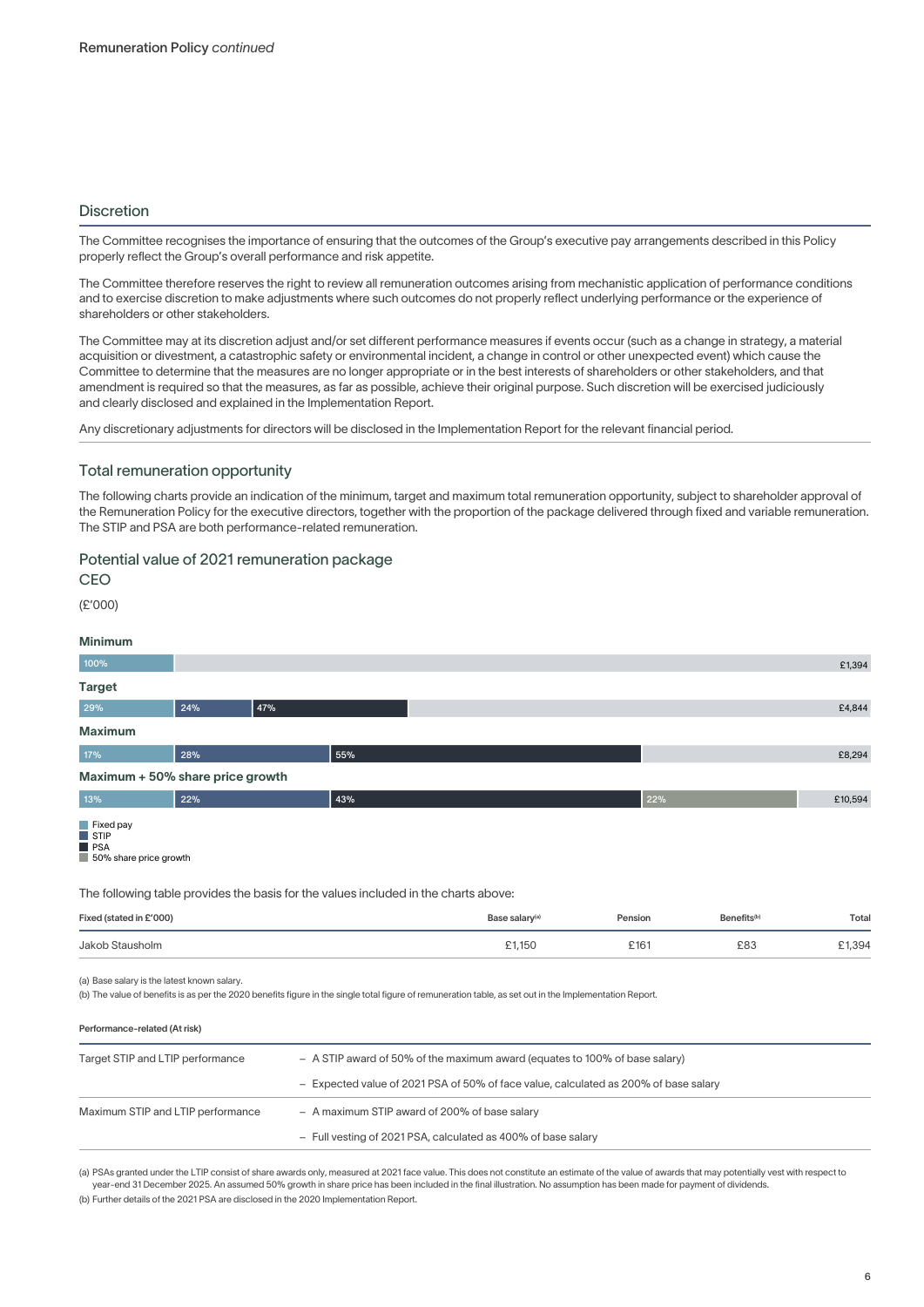Remuneration Policy *continued*

## Discretion

The Committee recognises the importance of ensuring that the outcomes of the Group's executive pay arrangements described in this Policy properly reflect the Group's overall performance and risk appetite.

The Committee therefore reserves the right to review all remuneration outcomes arising from mechanistic application of performance conditions and to exercise discretion to make adjustments where such outcomes do not properly reflect underlying performance or the experience of shareholders or other stakeholders.

The Committee may at its discretion adjust and/or set different performance measures if events occur (such as a change in strategy, a material acquisition or divestment, a catastrophic safety or environmental incident, a change in control or other unexpected event) which cause the Committee to determine that the measures are no longer appropriate or in the best interests of shareholders or other stakeholders, and that amendment is required so that the measures, as far as possible, achieve their original purpose. Such discretion will be exercised judiciously and clearly disclosed and explained in the Implementation Report.

Any discretionary adjustments for directors will be disclosed in the Implementation Report for the relevant financial period.

## Total remuneration opportunity

The following charts provide an indication of the minimum, target and maximum total remuneration opportunity, subject to shareholder approval of the Remuneration Policy for the executive directors, together with the proportion of the package delivered through fixed and variable remuneration. The STIP and PSA are both performance-related remuneration.

### Potential value of 2021 remuneration package

CEO

(£'000)

| Scenario | Fixed pay | STIP | PSA | 50% share price growth | Total |
|---|---|---|---|---|---|
| Minimum | 100% | | | | £1,394 |
| Target | 29% | 24% | 47% | | £4,844 |
| Maximum | 17% | 28% | 55% | | £8,294 |
| Maximum + 50% share price growth | 13% | 22% | 43% | 22% | £10,594 |

The following table provides the basis for the values included in the charts above:

| Fixed (stated in £'000) | Base salary[(a)] | Pension | Benefits[(b)] | Total |
|---|---|---|---|---|
| Jakob Stausholm | £1,150 | £161 | £83 | £1,394 |

(a) Base salary is the latest known salary.

(b) The value of benefits is as per the 2020 benefits figure in the single total figure of remuneration table, as set out in the Implementation Report.

**Performance-related (At risk)**

| | |
|---|---|
| Target STIP and LTIP performance | – A STIP award of 50% of the maximum award (equates to 100% of base salary) |
| | – Expected value of 2021 PSA of 50% of face value, calculated as 200% of base salary |
| Maximum STIP and LTIP performance | – A maximum STIP award of 200% of base salary |
| | – Full vesting of 2021 PSA, calculated as 400% of base salary |

(a) PSAs granted under the LTIP consist of share awards only, measured at 2021 face value. This does not constitute an estimate of the value of awards that may potentially vest with respect to year-end 31 December 2025. An assumed 50% growth in share price has been included in the final illustration. No assumption has been made for payment of dividends.

(b) Further details of the 2021 PSA are disclosed in the 2020 Implementation Report.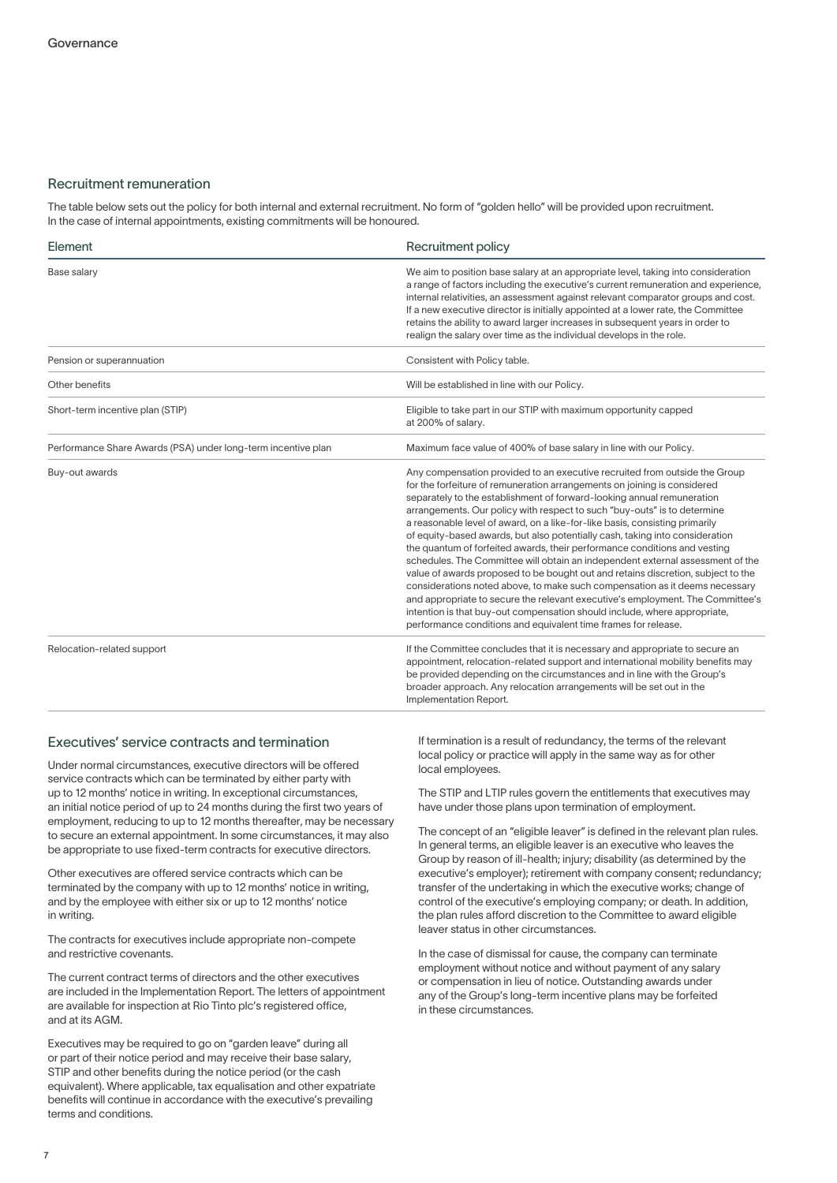## Recruitment remuneration

The table below sets out the policy for both internal and external recruitment. No form of "golden hello" will be provided upon recruitment. In the case of internal appointments, existing commitments will be honoured.

| Element | Recruitment policy |
| --- | --- |
| Base salary | We aim to position base salary at an appropriate level, taking into consideration a range of factors including the executive's current remuneration and experience, internal relativities, an assessment against relevant comparator groups and cost. If a new executive director is initially appointed at a lower rate, the Committee retains the ability to award larger increases in subsequent years in order to realign the salary over time as the individual develops in the role. |
| Pension or superannuation | Consistent with Policy table. |
| Other benefits | Will be established in line with our Policy. |
| Short-term incentive plan (STIP) | Eligible to take part in our STIP with maximum opportunity capped at 200% of salary. |
| Performance Share Awards (PSA) under long-term incentive plan | Maximum face value of 400% of base salary in line with our Policy. |
| Buy-out awards | Any compensation provided to an executive recruited from outside the Group for the forfeiture of remuneration arrangements on joining is considered separately to the establishment of forward-looking annual remuneration arrangements. Our policy with respect to such "buy-outs" is to determine a reasonable level of award, on a like-for-like basis, consisting primarily of equity-based awards, but also potentially cash, taking into consideration the quantum of forfeited awards, their performance conditions and vesting schedules. The Committee will obtain an independent external assessment of the value of awards proposed to be bought out and retains discretion, subject to the considerations noted above, to make such compensation as it deems necessary and appropriate to secure the relevant executive's employment. The Committee's intention is that buy-out compensation should include, where appropriate, performance conditions and equivalent time frames for release. |
| Relocation-related support | If the Committee concludes that it is necessary and appropriate to secure an appointment, relocation-related support and international mobility benefits may be provided depending on the circumstances and in line with the Group's broader approach. Any relocation arrangements will be set out in the Implementation Report. |

## Executives' service contracts and termination

Under normal circumstances, executive directors will be offered service contracts which can be terminated by either party with up to 12 months' notice in writing. In exceptional circumstances, an initial notice period of up to 24 months during the first two years of employment, reducing to up to 12 months thereafter, may be necessary to secure an external appointment. In some circumstances, it may also be appropriate to use fixed-term contracts for executive directors.

Other executives are offered service contracts which can be terminated by the company with up to 12 months' notice in writing, and by the employee with either six or up to 12 months' notice in writing.

The contracts for executives include appropriate non-compete and restrictive covenants.

The current contract terms of directors and the other executives are included in the Implementation Report. The letters of appointment are available for inspection at Rio Tinto plc's registered office, and at its AGM.

Executives may be required to go on "garden leave" during all or part of their notice period and may receive their base salary, STIP and other benefits during the notice period (or the cash equivalent). Where applicable, tax equalisation and other expatriate benefits will continue in accordance with the executive's prevailing terms and conditions.

If termination is a result of redundancy, the terms of the relevant local policy or practice will apply in the same way as for other local employees.

The STIP and LTIP rules govern the entitlements that executives may have under those plans upon termination of employment.

The concept of an "eligible leaver" is defined in the relevant plan rules. In general terms, an eligible leaver is an executive who leaves the Group by reason of ill-health; injury; disability (as determined by the executive's employer); retirement with company consent; redundancy; transfer of the undertaking in which the executive works; change of control of the executive's employing company; or death. In addition, the plan rules afford discretion to the Committee to award eligible leaver status in other circumstances.

In the case of dismissal for cause, the company can terminate employment without notice and without payment of any salary or compensation in lieu of notice. Outstanding awards under any of the Group's long-term incentive plans may be forfeited in these circumstances.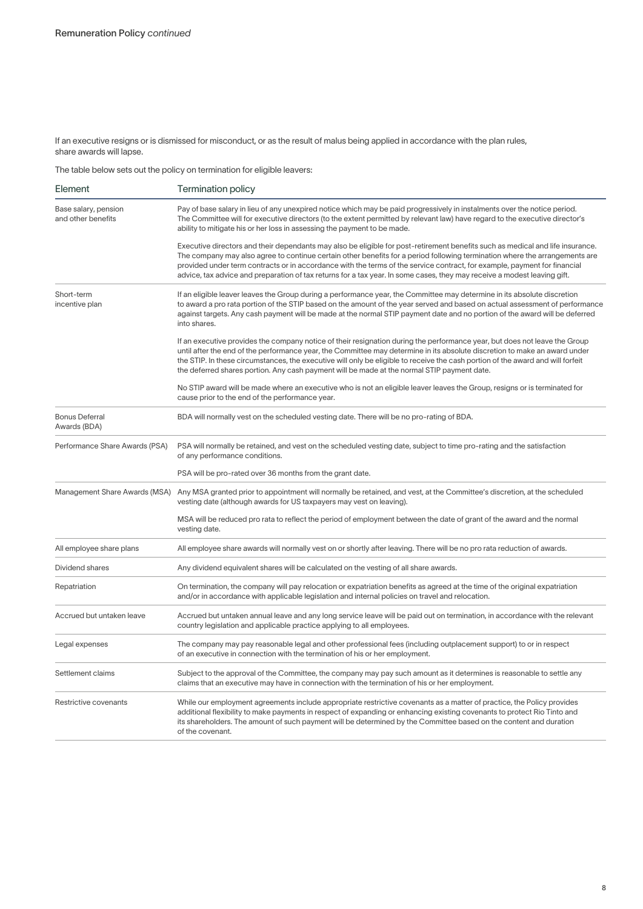If an executive resigns or is dismissed for misconduct, or as the result of malus being applied in accordance with the plan rules, share awards will lapse.

The table below sets out the policy on termination for eligible leavers:

| Element | Termination policy |
|---|---|
| Base salary, pension and other benefits | Pay of base salary in lieu of any unexpired notice which may be paid progressively in instalments over the notice period. The Committee will for executive directors (to the extent permitted by relevant law) have regard to the executive director's ability to mitigate his or her loss in assessing the payment to be made.<br><br>Executive directors and their dependants may also be eligible for post-retirement benefits such as medical and life insurance. The company may also agree to continue certain other benefits for a period following termination where the arrangements are provided under term contracts or in accordance with the terms of the service contract, for example, payment for financial advice, tax advice and preparation of tax returns for a tax year. In some cases, they may receive a modest leaving gift. |
| Short-term incentive plan | If an eligible leaver leaves the Group during a performance year, the Committee may determine in its absolute discretion to award a pro rata portion of the STIP based on the amount of the year served and based on actual assessment of performance against targets. Any cash payment will be made at the normal STIP payment date and no portion of the award will be deferred into shares.<br><br>If an executive provides the company notice of their resignation during the performance year, but does not leave the Group until after the end of the performance year, the Committee may determine in its absolute discretion to make an award under the STIP. In these circumstances, the executive will only be eligible to receive the cash portion of the award and will forfeit the deferred shares portion. Any cash payment will be made at the normal STIP payment date.<br><br>No STIP award will be made where an executive who is not an eligible leaver leaves the Group, resigns or is terminated for cause prior to the end of the performance year. |
| Bonus Deferral Awards (BDA) | BDA will normally vest on the scheduled vesting date. There will be no pro-rating of BDA. |
| Performance Share Awards (PSA) | PSA will normally be retained, and vest on the scheduled vesting date, subject to time pro-rating and the satisfaction of any performance conditions.<br><br>PSA will be pro-rated over 36 months from the grant date. |
| Management Share Awards (MSA) | Any MSA granted prior to appointment will normally be retained, and vest, at the Committee's discretion, at the scheduled vesting date (although awards for US taxpayers may vest on leaving).<br><br>MSA will be reduced pro rata to reflect the period of employment between the date of grant of the award and the normal vesting date. |
| All employee share plans | All employee share awards will normally vest on or shortly after leaving. There will be no pro rata reduction of awards. |
| Dividend shares | Any dividend equivalent shares will be calculated on the vesting of all share awards. |
| Repatriation | On termination, the company will pay relocation or expatriation benefits as agreed at the time of the original expatriation and/or in accordance with applicable legislation and internal policies on travel and relocation. |
| Accrued but untaken leave | Accrued but untaken annual leave and any long service leave will be paid out on termination, in accordance with the relevant country legislation and applicable practice applying to all employees. |
| Legal expenses | The company may pay reasonable legal and other professional fees (including outplacement support) to or in respect of an executive in connection with the termination of his or her employment. |
| Settlement claims | Subject to the approval of the Committee, the company may pay such amount as it determines is reasonable to settle any claims that an executive may have in connection with the termination of his or her employment. |
| Restrictive covenants | While our employment agreements include appropriate restrictive covenants as a matter of practice, the Policy provides additional flexibility to make payments in respect of expanding or enhancing existing covenants to protect Rio Tinto and its shareholders. The amount of such payment will be determined by the Committee based on the content and duration of the covenant. |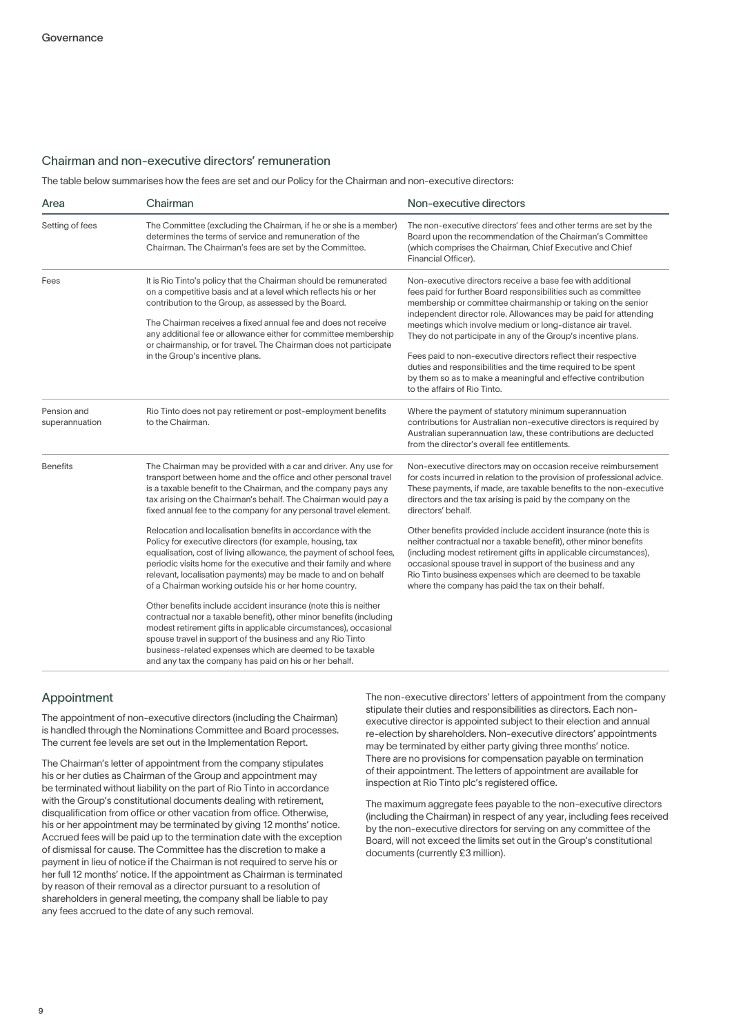## Chairman and non-executive directors' remuneration

The table below summarises how the fees are set and our Policy for the Chairman and non-executive directors:

| Area | Chairman | Non-executive directors |
| --- | --- | --- |
| Setting of fees | The Committee (excluding the Chairman, if he or she is a member) determines the terms of service and remuneration of the Chairman. The Chairman's fees are set by the Committee. | The non-executive directors' fees and other terms are set by the Board upon the recommendation of the Chairman's Committee (which comprises the Chairman, Chief Executive and Chief Financial Officer). |
| Fees | It is Rio Tinto's policy that the Chairman should be remunerated on a competitive basis and at a level which reflects his or her contribution to the Group, as assessed by the Board.<br><br>The Chairman receives a fixed annual fee and does not receive any additional fee or allowance either for committee membership or chairmanship, or for travel. The Chairman does not participate in the Group's incentive plans. | Non-executive directors receive a base fee with additional fees paid for further Board responsibilities such as committee membership or committee chairmanship or taking on the senior independent director role. Allowances may be paid for attending meetings which involve medium or long-distance air travel. They do not participate in any of the Group's incentive plans.<br><br>Fees paid to non-executive directors reflect their respective duties and responsibilities and the time required to be spent by them so as to make a meaningful and effective contribution to the affairs of Rio Tinto. |
| Pension and superannuation | Rio Tinto does not pay retirement or post-employment benefits to the Chairman. | Where the payment of statutory minimum superannuation contributions for Australian non-executive directors is required by Australian superannuation law, these contributions are deducted from the director's overall fee entitlements. |
| Benefits | The Chairman may be provided with a car and driver. Any use for transport between home and the office and other personal travel is a taxable benefit to the Chairman, and the company pays any tax arising on the Chairman's behalf. The Chairman would pay a fixed annual fee to the company for any personal travel element.<br><br>Relocation and localisation benefits in accordance with the Policy for executive directors (for example, housing, tax equalisation, cost of living allowance, the payment of school fees, periodic visits home for the executive and their family and where relevant, localisation payments) may be made to and on behalf of a Chairman working outside his or her home country.<br><br>Other benefits include accident insurance (note this is neither contractual nor a taxable benefit), other minor benefits (including modest retirement gifts in applicable circumstances), occasional spouse travel in support of the business and any Rio Tinto business-related expenses which are deemed to be taxable and any tax the company has paid on his or her behalf. | Non-executive directors may on occasion receive reimbursement for costs incurred in relation to the provision of professional advice. These payments, if made, are taxable benefits to the non-executive directors and the tax arising is paid by the company on the directors' behalf.<br><br>Other benefits provided include accident insurance (note this is neither contractual nor a taxable benefit), other minor benefits (including modest retirement gifts in applicable circumstances), occasional spouse travel in support of the business and any Rio Tinto business expenses which are deemed to be taxable where the company has paid the tax on their behalf. |

## Appointment

The appointment of non-executive directors (including the Chairman) is handled through the Nominations Committee and Board processes. The current fee levels are set out in the Implementation Report.

The Chairman's letter of appointment from the company stipulates his or her duties as Chairman of the Group and appointment may be terminated without liability on the part of Rio Tinto in accordance with the Group's constitutional documents dealing with retirement, disqualification from office or other vacation from office. Otherwise, his or her appointment may be terminated by giving 12 months' notice. Accrued fees will be paid up to the termination date with the exception of dismissal for cause. The Committee has the discretion to make a payment in lieu of notice if the Chairman is not required to serve his or her full 12 months' notice. If the appointment as Chairman is terminated by reason of their removal as a director pursuant to a resolution of shareholders in general meeting, the company shall be liable to pay any fees accrued to the date of any such removal.

The non-executive directors' letters of appointment from the company stipulate their duties and responsibilities as directors. Each non-executive director is appointed subject to their election and annual re-election by shareholders. Non-executive directors' appointments may be terminated by either party giving three months' notice. There are no provisions for compensation payable on termination of their appointment. The letters of appointment are available for inspection at Rio Tinto plc's registered office.

The maximum aggregate fees payable to the non-executive directors (including the Chairman) in respect of any year, including fees received by the non-executive directors for serving on any committee of the Board, will not exceed the limits set out in the Group's constitutional documents (currently £3 million).